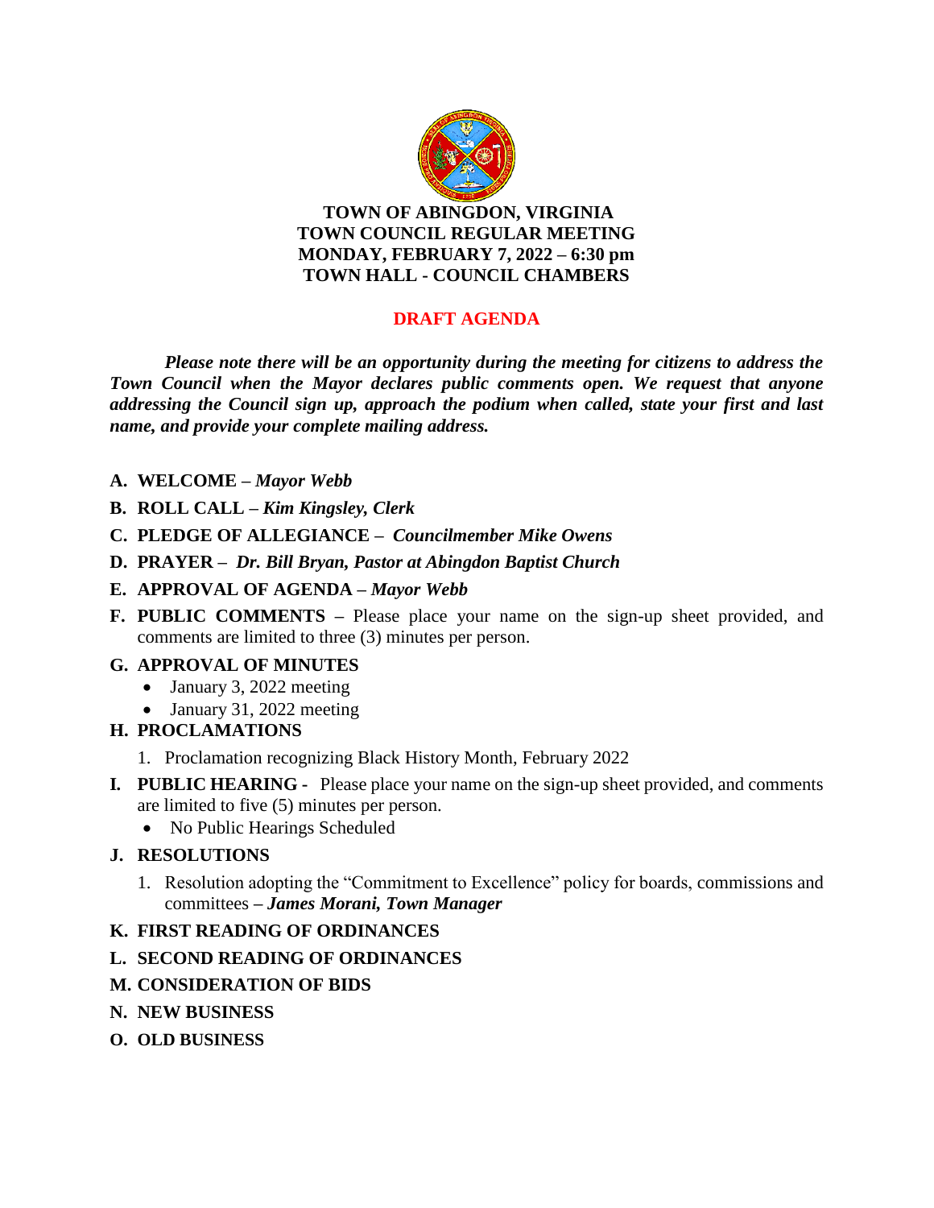# TOWN OF ABINGDON, VIRGINIA
## TOWN COUNCIL REGULAR MEETING
## MONDAY, FEBRUARY 7, 2022 – 6:30 pm
## TOWN HALL - COUNCIL CHAMBERS

## DRAFT AGENDA

***Please note there will be an opportunity during the meeting for citizens to address the Town Council when the Mayor declares public comments open. We request that anyone addressing the Council sign up, approach the podium when called, state your first and last name, and provide your complete mailing address.***

**A. WELCOME –** ***Mayor Webb***

**B. ROLL CALL –** ***Kim Kingsley, Clerk***

**C. PLEDGE OF ALLEGIANCE –** ***Councilmember Mike Owens***

**D. PRAYER –** ***Dr. Bill Bryan, Pastor at Abingdon Baptist Church***

**E. APPROVAL OF AGENDA –** ***Mayor Webb***

**F. PUBLIC COMMENTS –** Please place your name on the sign-up sheet provided, and comments are limited to three (3) minutes per person.

**G. APPROVAL OF MINUTES**

- January 3, 2022 meeting
- January 31, 2022 meeting

**H. PROCLAMATIONS**

1. Proclamation recognizing Black History Month, February 2022

**I. PUBLIC HEARING -** Please place your name on the sign-up sheet provided, and comments are limited to five (5) minutes per person.

- No Public Hearings Scheduled

**J. RESOLUTIONS**

1. Resolution adopting the "Commitment to Excellence" policy for boards, commissions and committees **–** ***James Morani, Town Manager***

**K. FIRST READING OF ORDINANCES**

**L. SECOND READING OF ORDINANCES**

**M. CONSIDERATION OF BIDS**

**N. NEW BUSINESS**

**O. OLD BUSINESS**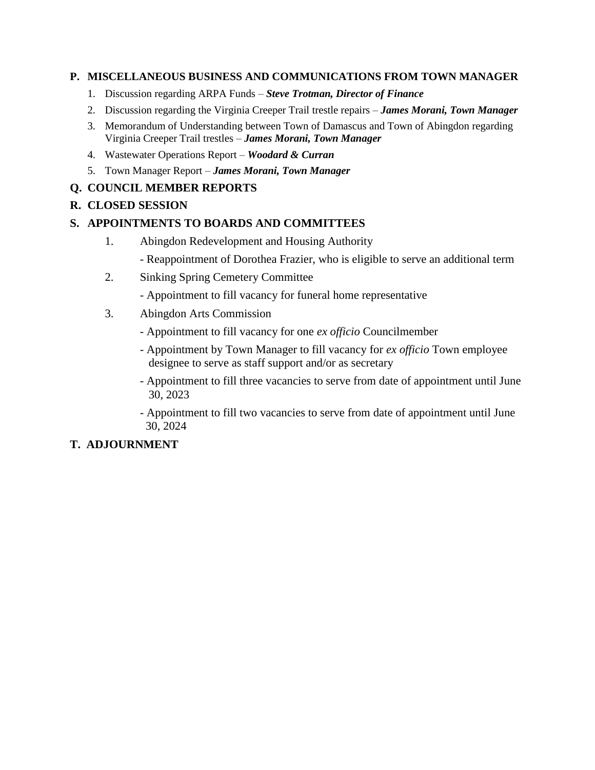**P. MISCELLANEOUS BUSINESS AND COMMUNICATIONS FROM TOWN MANAGER**

1. Discussion regarding ARPA Funds – ***Steve Trotman, Director of Finance***
2. Discussion regarding the Virginia Creeper Trail trestle repairs – ***James Morani, Town Manager***
3. Memorandum of Understanding between Town of Damascus and Town of Abingdon regarding Virginia Creeper Trail trestles – ***James Morani, Town Manager***
4. Wastewater Operations Report – ***Woodard & Curran***
5. Town Manager Report – ***James Morani, Town Manager***

**Q. COUNCIL MEMBER REPORTS**

**R. CLOSED SESSION**

**S. APPOINTMENTS TO BOARDS AND COMMITTEES**

1. Abingdon Redevelopment and Housing Authority
   - Reappointment of Dorothea Frazier, who is eligible to serve an additional term
2. Sinking Spring Cemetery Committee
   - Appointment to fill vacancy for funeral home representative
3. Abingdon Arts Commission
   - Appointment to fill vacancy for one *ex officio* Councilmember
   - Appointment by Town Manager to fill vacancy for *ex officio* Town employee designee to serve as staff support and/or as secretary
   - Appointment to fill three vacancies to serve from date of appointment until June 30, 2023
   - Appointment to fill two vacancies to serve from date of appointment until June 30, 2024

**T. ADJOURNMENT**